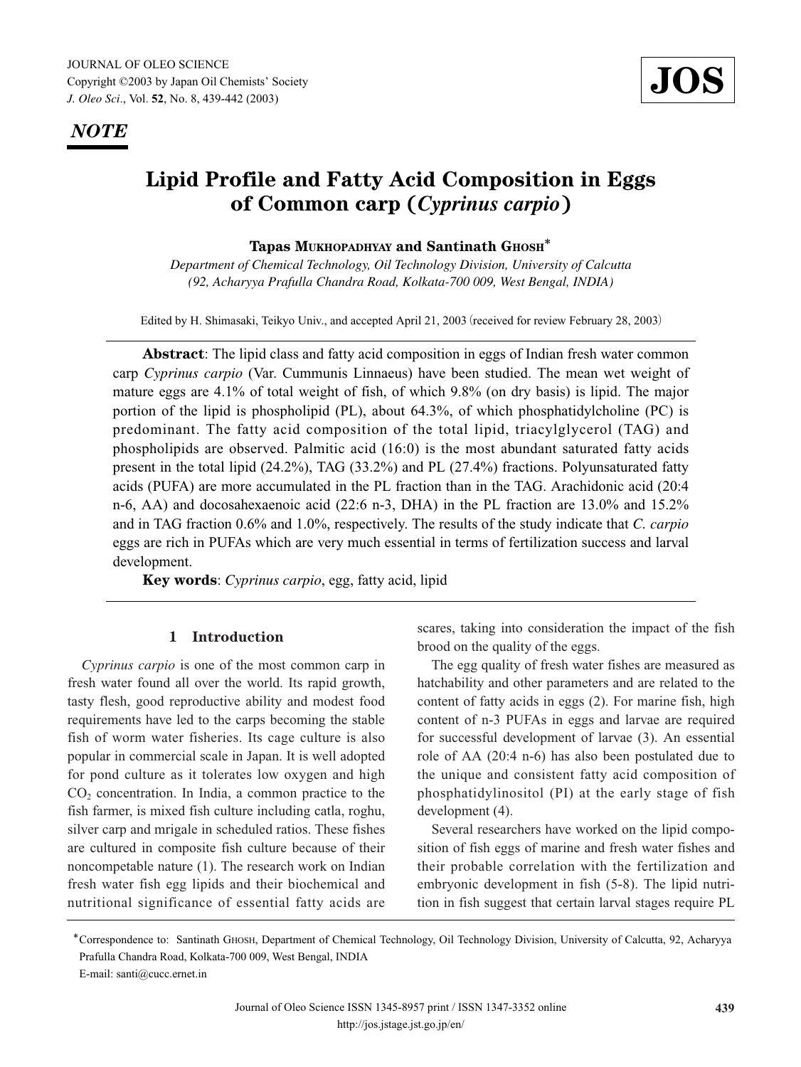*NOTE*

# Lipid Profile and Fatty Acid Composition in Eggs of Common carp (*Cyprinus carpio*)

**Tapas Mukhopadhyay and Santinath Ghosh***

*Department of Chemical Technology, Oil Technology Division, University of Calcutta (92, Acharyya Prafulla Chandra Road, Kolkata-700 009, West Bengal, INDIA)*

Edited by H. Shimasaki, Teikyo Univ., and accepted April 21, 2003 (received for review February 28, 2003)

**Abstract**: The lipid class and fatty acid composition in eggs of Indian fresh water common carp *Cyprinus carpio* (Var. Cummunis Linnaeus) have been studied. The mean wet weight of mature eggs are 4.1% of total weight of fish, of which 9.8% (on dry basis) is lipid. The major portion of the lipid is phospholipid (PL), about 64.3%, of which phosphatidylcholine (PC) is predominant. The fatty acid composition of the total lipid, triacylglycerol (TAG) and phospholipids are observed. Palmitic acid (16:0) is the most abundant saturated fatty acids present in the total lipid (24.2%), TAG (33.2%) and PL (27.4%) fractions. Polyunsaturated fatty acids (PUFA) are more accumulated in the PL fraction than in the TAG. Arachidonic acid (20:4 n-6, AA) and docosahexaenoic acid (22:6 n-3, DHA) in the PL fraction are 13.0% and 15.2% and in TAG fraction 0.6% and 1.0%, respectively. The results of the study indicate that *C. carpio* eggs are rich in PUFAs which are very much essential in terms of fertilization success and larval development.

**Key words**: *Cyprinus carpio*, egg, fatty acid, lipid

## 1 Introduction

*Cyprinus carpio* is one of the most common carp in fresh water found all over the world. Its rapid growth, tasty flesh, good reproductive ability and modest food requirements have led to the carps becoming the stable fish of worm water fisheries. Its cage culture is also popular in commercial scale in Japan. It is well adopted for pond culture as it tolerates low oxygen and high $CO_2$ concentration. In India, a common practice to the fish farmer, is mixed fish culture including catla, roghu, silver carp and mrigale in scheduled ratios. These fishes are cultured in composite fish culture because of their noncompetable nature (1). The research work on Indian fresh water fish egg lipids and their biochemical and nutritional significance of essential fatty acids are scares, taking into consideration the impact of the fish brood on the quality of the eggs.

The egg quality of fresh water fishes are measured as hatchability and other parameters and are related to the content of fatty acids in eggs (2). For marine fish, high content of n-3 PUFAs in eggs and larvae are required for successful development of larvae (3). An essential role of AA (20:4 n-6) has also been postulated due to the unique and consistent fatty acid composition of phosphatidylinositol (PI) at the early stage of fish development (4).

Several researchers have worked on the lipid composition of fish eggs of marine and fresh water fishes and their probable correlation with the fertilization and embryonic development in fish (5-8). The lipid nutrition in fish suggest that certain larval stages require PL

*Correspondence to: Santinath Ghosh, Department of Chemical Technology, Oil Technology Division, University of Calcutta, 92, Acharyya Prafulla Chandra Road, Kolkata-700 009, West Bengal, INDIA
E-mail: santi@cucc.ernet.in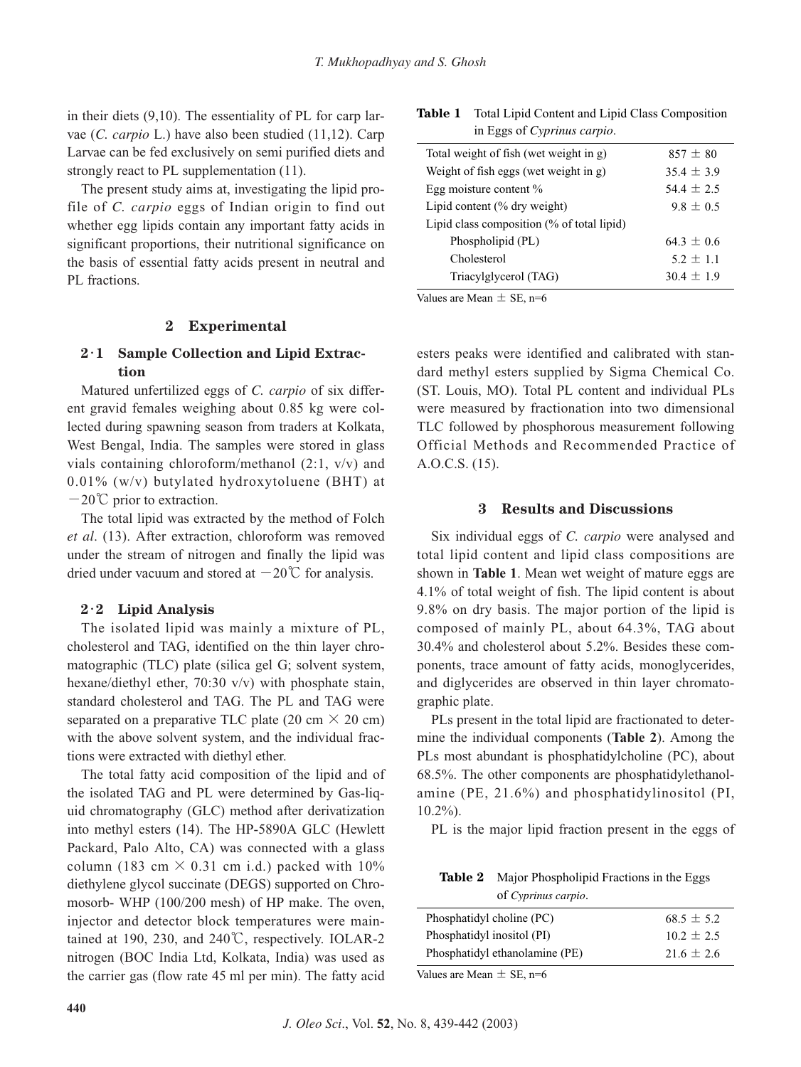in their diets (9,10). The essentiality of PL for carp larvae (*C. carpio* L.) have also been studied (11,12). Carp Larvae can be fed exclusively on semi purified diets and strongly react to PL supplementation (11).

The present study aims at, investigating the lipid profile of *C. carpio* eggs of Indian origin to find out whether egg lipids contain any important fatty acids in significant proportions, their nutritional significance on the basis of essential fatty acids present in neutral and PL fractions.

## 2 Experimental

### 2·1 Sample Collection and Lipid Extraction

Matured unfertilized eggs of *C. carpio* of six different gravid females weighing about 0.85 kg were collected during spawning season from traders at Kolkata, West Bengal, India. The samples were stored in glass vials containing chloroform/methanol (2:1, v/v) and 0.01% (w/v) butylated hydroxytoluene (BHT) at −20℃ prior to extraction.

The total lipid was extracted by the method of Folch *et al*. (13). After extraction, chloroform was removed under the stream of nitrogen and finally the lipid was dried under vacuum and stored at −20℃ for analysis.

### 2·2 Lipid Analysis

The isolated lipid was mainly a mixture of PL, cholesterol and TAG, identified on the thin layer chromatographic (TLC) plate (silica gel G; solvent system, hexane/diethyl ether, 70:30 v/v) with phosphate stain, standard cholesterol and TAG. The PL and TAG were separated on a preparative TLC plate (20 cm × 20 cm) with the above solvent system, and the individual fractions were extracted with diethyl ether.

The total fatty acid composition of the lipid and of the isolated TAG and PL were determined by Gas-liquid chromatography (GLC) method after derivatization into methyl esters (14). The HP-5890A GLC (Hewlett Packard, Palo Alto, CA) was connected with a glass column (183 cm × 0.31 cm i.d.) packed with 10% diethylene glycol succinate (DEGS) supported on Chromosorb- WHP (100/200 mesh) of HP make. The oven, injector and detector block temperatures were maintained at 190, 230, and 240℃, respectively. IOLAR-2 nitrogen (BOC India Ltd, Kolkata, India) was used as the carrier gas (flow rate 45 ml per min). The fatty acid esters peaks were identified and calibrated with standard methyl esters supplied by Sigma Chemical Co. (ST. Louis, MO). Total PL content and individual PLs were measured by fractionation into two dimensional TLC followed by phosphorous measurement following Official Methods and Recommended Practice of A.O.C.S. (15).

**Table 1** Total Lipid Content and Lipid Class Composition in Eggs of *Cyprinus carpio*.

| | |
|---|---|
| Total weight of fish (wet weight in g) | 857 ± 80 |
| Weight of fish eggs (wet weight in g) | 35.4 ± 3.9 |
| Egg moisture content % | 54.4 ± 2.5 |
| Lipid content (% dry weight) | 9.8 ± 0.5 |
| Lipid class composition (% of total lipid) | |
| Phospholipid (PL) | 64.3 ± 0.6 |
| Cholesterol | 5.2 ± 1.1 |
| Triacylglycerol (TAG) | 30.4 ± 1.9 |

Values are Mean ± SE, n=6

## 3 Results and Discussions

Six individual eggs of *C. carpio* were analysed and total lipid content and lipid class compositions are shown in **Table 1**. Mean wet weight of mature eggs are 4.1% of total weight of fish. The lipid content is about 9.8% on dry basis. The major portion of the lipid is composed of mainly PL, about 64.3%, TAG about 30.4% and cholesterol about 5.2%. Besides these components, trace amount of fatty acids, monoglycerides, and diglycerides are observed in thin layer chromatographic plate.

PLs present in the total lipid are fractionated to determine the individual components (**Table 2**). Among the PLs most abundant is phosphatidylcholine (PC), about 68.5%. The other components are phosphatidylethanolamine (PE, 21.6%) and phosphatidylinositol (PI, 10.2%).

PL is the major lipid fraction present in the eggs of

**Table 2** Major Phospholipid Fractions in the Eggs of *Cyprinus carpio*.

| | |
|---|---|
| Phosphatidyl choline (PC) | 68.5 ± 5.2 |
| Phosphatidyl inositol (PI) | 10.2 ± 2.5 |
| Phosphatidyl ethanolamine (PE) | 21.6 ± 2.6 |

Values are Mean ± SE, n=6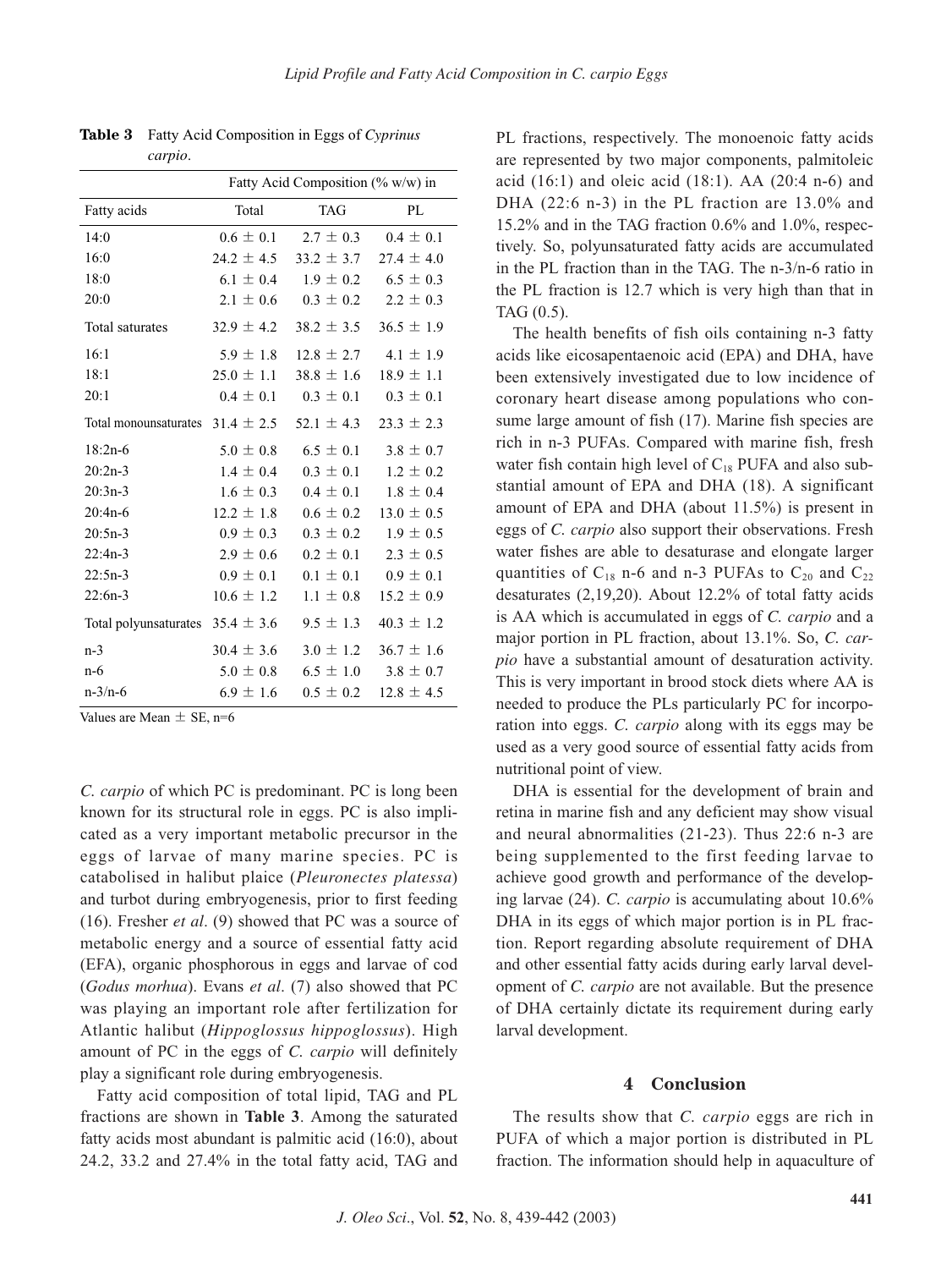**Table 3** Fatty Acid Composition in Eggs of *Cyprinus carpio*.

| | Fatty Acid Composition (% w/w) in | | |
|---|---|---|---|
| Fatty acids | Total | TAG | PL |
| 14:0 | 0.6 ± 0.1 | 2.7 ± 0.3 | 0.4 ± 0.1 |
| 16:0 | 24.2 ± 4.5 | 33.2 ± 3.7 | 27.4 ± 4.0 |
| 18:0 | 6.1 ± 0.4 | 1.9 ± 0.2 | 6.5 ± 0.3 |
| 20:0 | 2.1 ± 0.6 | 0.3 ± 0.2 | 2.2 ± 0.3 |
| Total saturates | 32.9 ± 4.2 | 38.2 ± 3.5 | 36.5 ± 1.9 |
| 16:1 | 5.9 ± 1.8 | 12.8 ± 2.7 | 4.1 ± 1.9 |
| 18:1 | 25.0 ± 1.1 | 38.8 ± 1.6 | 18.9 ± 1.1 |
| 20:1 | 0.4 ± 0.1 | 0.3 ± 0.1 | 0.3 ± 0.1 |
| Total monounsaturates | 31.4 ± 2.5 | 52.1 ± 4.3 | 23.3 ± 2.3 |
| 18:2n-6 | 5.0 ± 0.8 | 6.5 ± 0.1 | 3.8 ± 0.7 |
| 20:2n-3 | 1.4 ± 0.4 | 0.3 ± 0.1 | 1.2 ± 0.2 |
| 20:3n-3 | 1.6 ± 0.3 | 0.4 ± 0.1 | 1.8 ± 0.4 |
| 20:4n-6 | 12.2 ± 1.8 | 0.6 ± 0.2 | 13.0 ± 0.5 |
| 20:5n-3 | 0.9 ± 0.3 | 0.3 ± 0.2 | 1.9 ± 0.5 |
| 22:4n-3 | 2.9 ± 0.6 | 0.2 ± 0.1 | 2.3 ± 0.5 |
| 22:5n-3 | 0.9 ± 0.1 | 0.1 ± 0.1 | 0.9 ± 0.1 |
| 22:6n-3 | 10.6 ± 1.2 | 1.1 ± 0.8 | 15.2 ± 0.9 |
| Total polyunsaturates | 35.4 ± 3.6 | 9.5 ± 1.3 | 40.3 ± 1.2 |
| n-3 | 30.4 ± 3.6 | 3.0 ± 1.2 | 36.7 ± 1.6 |
| n-6 | 5.0 ± 0.8 | 6.5 ± 1.0 | 3.8 ± 0.7 |
| n-3/n-6 | 6.9 ± 1.6 | 0.5 ± 0.2 | 12.8 ± 4.5 |

Values are Mean ± SE, n=6

*C. carpio* of which PC is predominant. PC is long been known for its structural role in eggs. PC is also implicated as a very important metabolic precursor in the eggs of larvae of many marine species. PC is catabolised in halibut plaice (*Pleuronectes platessa*) and turbot during embryogenesis, prior to first feeding (16). Fresher *et al*. (9) showed that PC was a source of metabolic energy and a source of essential fatty acid (EFA), organic phosphorous in eggs and larvae of cod (*Godus morhua*). Evans *et al*. (7) also showed that PC was playing an important role after fertilization for Atlantic halibut (*Hippoglossus hippoglossus*). High amount of PC in the eggs of *C. carpio* will definitely play a significant role during embryogenesis.

Fatty acid composition of total lipid, TAG and PL fractions are shown in **Table 3**. Among the saturated fatty acids most abundant is palmitic acid (16:0), about 24.2, 33.2 and 27.4% in the total fatty acid, TAG and PL fractions, respectively. The monoenoic fatty acids are represented by two major components, palmitoleic acid (16:1) and oleic acid (18:1). AA (20:4 n-6) and DHA (22:6 n-3) in the PL fraction are 13.0% and 15.2% and in the TAG fraction 0.6% and 1.0%, respectively. So, polyunsaturated fatty acids are accumulated in the PL fraction than in the TAG. The n-3/n-6 ratio in the PL fraction is 12.7 which is very high than that in TAG (0.5).

The health benefits of fish oils containing n-3 fatty acids like eicosapentaenoic acid (EPA) and DHA, have been extensively investigated due to low incidence of coronary heart disease among populations who consume large amount of fish (17). Marine fish species are rich in n-3 PUFAs. Compared with marine fish, fresh water fish contain high level of $C_{18}$ PUFA and also substantial amount of EPA and DHA (18). A significant amount of EPA and DHA (about 11.5%) is present in eggs of *C. carpio* also support their observations. Fresh water fishes are able to desaturase and elongate larger quantities of $C_{18}$ n-6 and n-3 PUFAs to $C_{20}$ and $C_{22}$ desaturates (2,19,20). About 12.2% of total fatty acids is AA which is accumulated in eggs of *C. carpio* and a major portion in PL fraction, about 13.1%. So, *C. carpio* have a substantial amount of desaturation activity. This is very important in brood stock diets where AA is needed to produce the PLs particularly PC for incorporation into eggs. *C. carpio* along with its eggs may be used as a very good source of essential fatty acids from nutritional point of view.

DHA is essential for the development of brain and retina in marine fish and any deficient may show visual and neural abnormalities (21-23). Thus 22:6 n-3 are being supplemented to the first feeding larvae to achieve good growth and performance of the developing larvae (24). *C. carpio* is accumulating about 10.6% DHA in its eggs of which major portion is in PL fraction. Report regarding absolute requirement of DHA and other essential fatty acids during early larval development of *C. carpio* are not available. But the presence of DHA certainly dictate its requirement during early larval development.

## 4 Conclusion

The results show that *C. carpio* eggs are rich in PUFA of which a major portion is distributed in PL fraction. The information should help in aquaculture of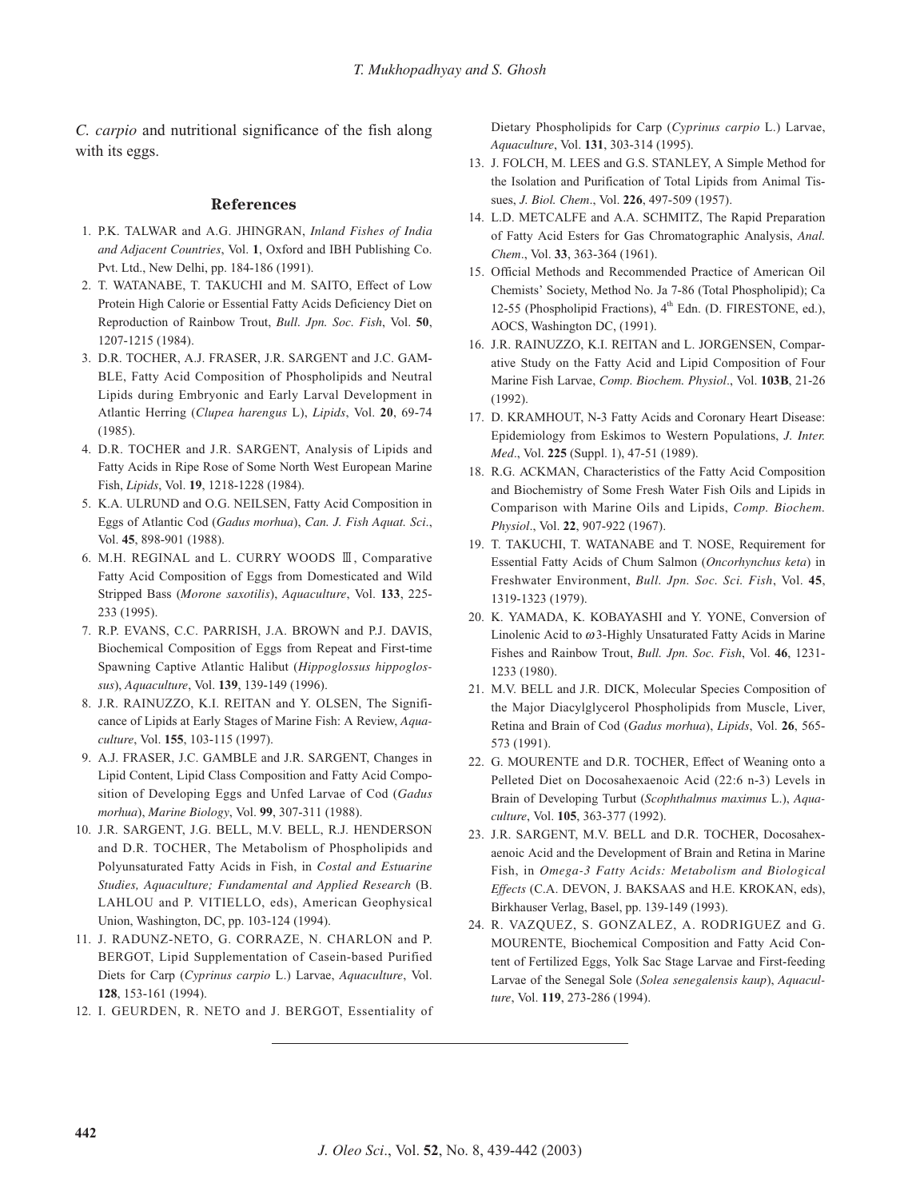*C. carpio* and nutritional significance of the fish along with its eggs.

## References

1. P.K. TALWAR and A.G. JHINGRAN, *Inland Fishes of India and Adjacent Countries*, Vol. **1**, Oxford and IBH Publishing Co. Pvt. Ltd., New Delhi, pp. 184-186 (1991).
2. T. WATANABE, T. TAKUCHI and M. SAITO, Effect of Low Protein High Calorie or Essential Fatty Acids Deficiency Diet on Reproduction of Rainbow Trout, *Bull. Jpn. Soc. Fish*, Vol. **50**, 1207-1215 (1984).
3. D.R. TOCHER, A.J. FRASER, J.R. SARGENT and J.C. GAMBLE, Fatty Acid Composition of Phospholipids and Neutral Lipids during Embryonic and Early Larval Development in Atlantic Herring (*Clupea harengus* L), *Lipids*, Vol. **20**, 69-74 (1985).
4. D.R. TOCHER and J.R. SARGENT, Analysis of Lipids and Fatty Acids in Ripe Rose of Some North West European Marine Fish, *Lipids*, Vol. **19**, 1218-1228 (1984).
5. K.A. ULRUND and O.G. NEILSEN, Fatty Acid Composition in Eggs of Atlantic Cod (*Gadus morhua*), *Can. J. Fish Aquat. Sci.*, Vol. **45**, 898-901 (1988).
6. M.H. REGINAL and L. CURRY WOODS Ⅲ, Comparative Fatty Acid Composition of Eggs from Domesticated and Wild Stripped Bass (*Morone saxotilis*), *Aquaculture*, Vol. **133**, 225-233 (1995).
7. R.P. EVANS, C.C. PARRISH, J.A. BROWN and P.J. DAVIS, Biochemical Composition of Eggs from Repeat and First-time Spawning Captive Atlantic Halibut (*Hippoglossus hippoglossus*), *Aquaculture*, Vol. **139**, 139-149 (1996).
8. J.R. RAINUZZO, K.I. REITAN and Y. OLSEN, The Significance of Lipids at Early Stages of Marine Fish: A Review, *Aquaculture*, Vol. **155**, 103-115 (1997).
9. A.J. FRASER, J.C. GAMBLE and J.R. SARGENT, Changes in Lipid Content, Lipid Class Composition and Fatty Acid Composition of Developing Eggs and Unfed Larvae of Cod (*Gadus morhua*), *Marine Biology*, Vol. **99**, 307-311 (1988).
10. J.R. SARGENT, J.G. BELL, M.V. BELL, R.J. HENDERSON and D.R. TOCHER, The Metabolism of Phospholipids and Polyunsaturated Fatty Acids in Fish, in *Costal and Estuarine Studies, Aquaculture; Fundamental and Applied Research* (B. LAHLOU and P. VITIELLO, eds), American Geophysical Union, Washington, DC, pp. 103-124 (1994).
11. J. RADUNZ-NETO, G. CORRAZE, N. CHARLON and P. BERGOT, Lipid Supplementation of Casein-based Purified Diets for Carp (*Cyprinus carpio* L.) Larvae, *Aquaculture*, Vol. **128**, 153-161 (1994).
12. I. GEURDEN, R. NETO and J. BERGOT, Essentiality of Dietary Phospholipids for Carp (*Cyprinus carpio* L.) Larvae, *Aquaculture*, Vol. **131**, 303-314 (1995).
13. J. FOLCH, M. LEES and G.S. STANLEY, A Simple Method for the Isolation and Purification of Total Lipids from Animal Tissues, *J. Biol. Chem*., Vol. **226**, 497-509 (1957).
14. L.D. METCALFE and A.A. SCHMITZ, The Rapid Preparation of Fatty Acid Esters for Gas Chromatographic Analysis, *Anal. Chem*., Vol. **33**, 363-364 (1961).
15. Official Methods and Recommended Practice of American Oil Chemists' Society, Method No. Ja 7-86 (Total Phospholipid); Ca 12-55 (Phospholipid Fractions), 4th Edn. (D. FIRESTONE, ed.), AOCS, Washington DC, (1991).
16. J.R. RAINUZZO, K.I. REITAN and L. JORGENSEN, Comparative Study on the Fatty Acid and Lipid Composition of Four Marine Fish Larvae, *Comp. Biochem. Physiol*., Vol. **103B**, 21-26 (1992).
17. D. KRAMHOUT, N-3 Fatty Acids and Coronary Heart Disease: Epidemiology from Eskimos to Western Populations, *J. Inter. Med*., Vol. **225** (Suppl. 1), 47-51 (1989).
18. R.G. ACKMAN, Characteristics of the Fatty Acid Composition and Biochemistry of Some Fresh Water Fish Oils and Lipids in Comparison with Marine Oils and Lipids, *Comp. Biochem. Physiol*., Vol. **22**, 907-922 (1967).
19. T. TAKUCHI, T. WATANABE and T. NOSE, Requirement for Essential Fatty Acids of Chum Salmon (*Oncorhynchus keta*) in Freshwater Environment, *Bull. Jpn. Soc. Sci. Fish*, Vol. **45**, 1319-1323 (1979).
20. K. YAMADA, K. KOBAYASHI and Y. YONE, Conversion of Linolenic Acid to $\omega$3-Highly Unsaturated Fatty Acids in Marine Fishes and Rainbow Trout, *Bull. Jpn. Soc. Fish*, Vol. **46**, 1231-1233 (1980).
21. M.V. BELL and J.R. DICK, Molecular Species Composition of the Major Diacylglycerol Phospholipids from Muscle, Liver, Retina and Brain of Cod (*Gadus morhua*), *Lipids*, Vol. **26**, 565-573 (1991).
22. G. MOURENTE and D.R. TOCHER, Effect of Weaning onto a Pelleted Diet on Docosahexaenoic Acid (22:6 n-3) Levels in Brain of Developing Turbut (*Scophthalmus maximus* L.), *Aquaculture*, Vol. **105**, 363-377 (1992).
23. J.R. SARGENT, M.V. BELL and D.R. TOCHER, Docosahexaenoic Acid and the Development of Brain and Retina in Marine Fish, in *Omega-3 Fatty Acids: Metabolism and Biological Effects* (C.A. DEVON, J. BAKSAAS and H.E. KROKAN, eds), Birkhauser Verlag, Basel, pp. 139-149 (1993).
24. R. VAZQUEZ, S. GONZALEZ, A. RODRIGUEZ and G. MOURENTE, Biochemical Composition and Fatty Acid Content of Fertilized Eggs, Yolk Sac Stage Larvae and First-feeding Larvae of the Senegal Sole (*Solea senegalensis kaup*), *Aquaculture*, Vol. **119**, 273-286 (1994).